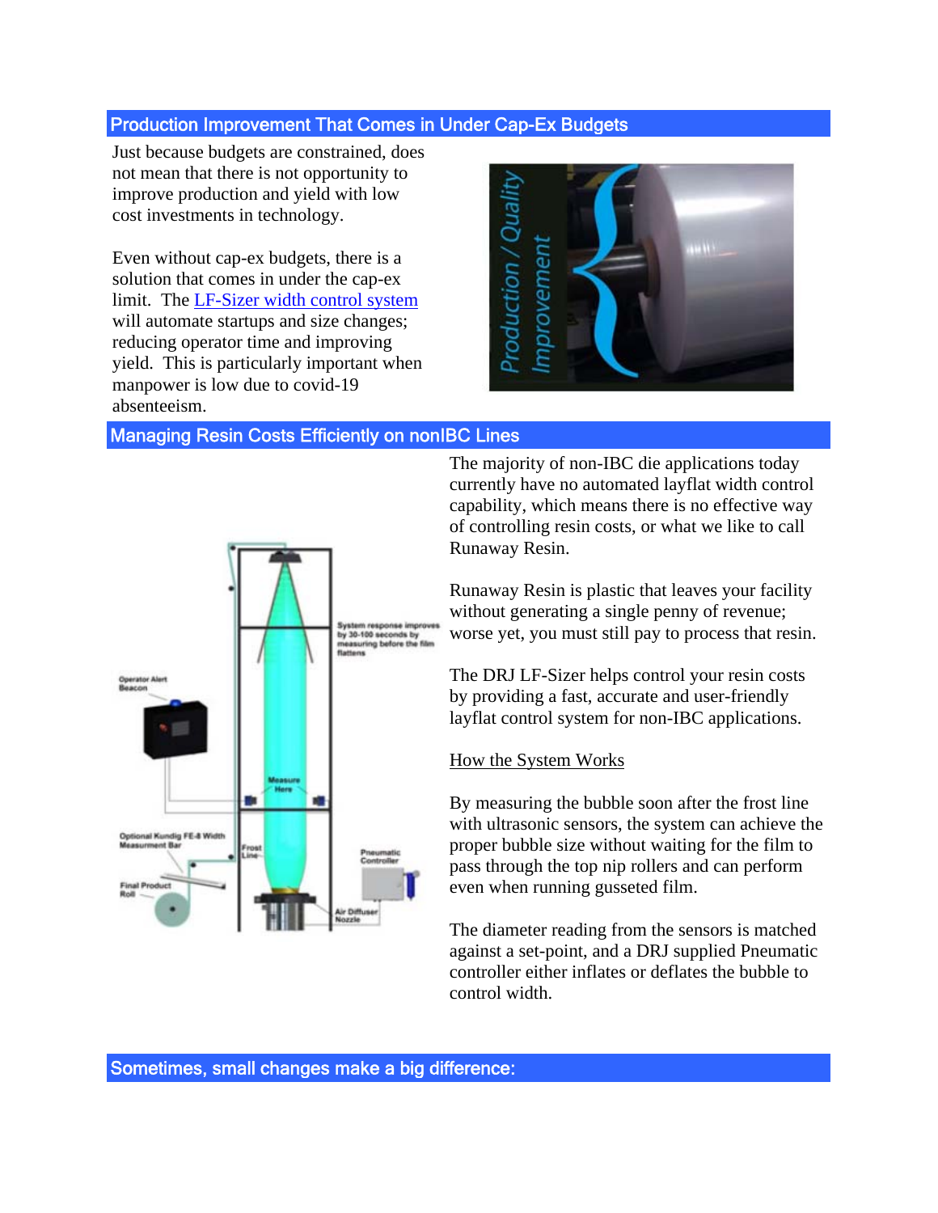## Production Improvement That Comes in Under Cap-Ex Budgets

Just because budgets are constrained, does not mean that there is not opportunity to improve production and yield with low cost investments in technology.

Even without cap-ex budgets, there is a solution that comes in under the cap-ex limit. The LF-Sizer width control system will automate startups and size changes; reducing operator time and improving yield. This is particularly important when manpower is low due to covid-19 absenteeism.

## Managing Resin Costs Efficiently on nonIBC Lines

The majority of non-IBC die applications today currently have no automated layflat width control capability, which means there is no effective way of controlling resin costs, or what we like to call Runaway Resin.

Runaway Resin is plastic that leaves your facility without generating a single penny of revenue; worse yet, you must still pay to process that resin.

The DRJ LF-Sizer helps control your resin costs by providing a fast, accurate and user-friendly layflat control system for non-IBC applications.

How the System Works

By measuring the bubble soon after the frost line with ultrasonic sensors, the system can achieve the proper bubble size without waiting for the film to pass through the top nip rollers and can perform even when running gusseted film.

The diameter reading from the sensors is matched against a set-point, and a DRJ supplied Pneumatic controller either inflates or deflates the bubble to control width.

## Sometimes, small changes make a big difference: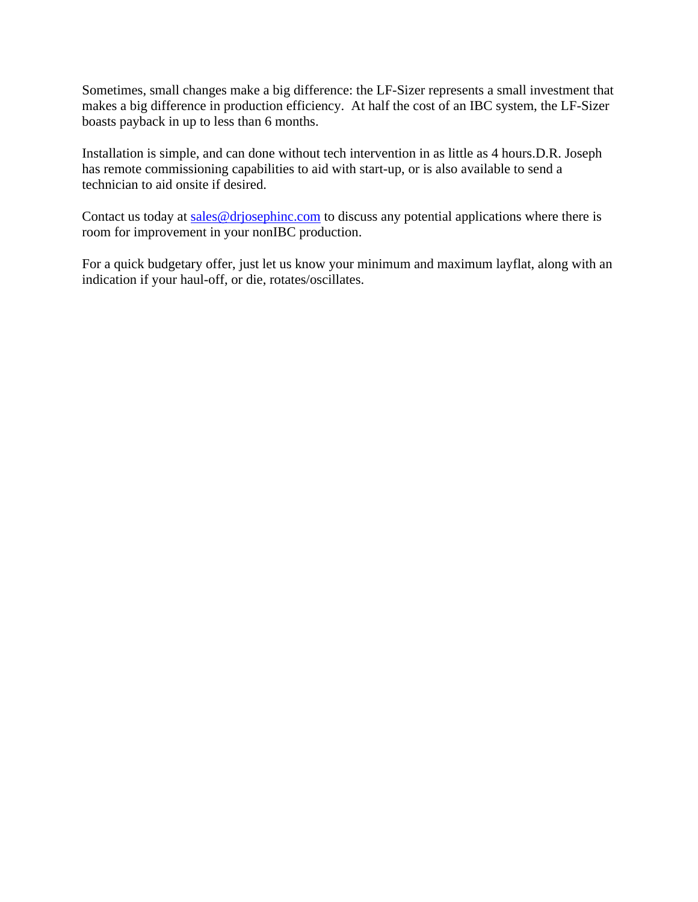Sometimes, small changes make a big difference: the LF-Sizer represents a small investment that makes a big difference in production efficiency.  At half the cost of an IBC system, the LF-Sizer boasts payback in up to less than 6 months.

Installation is simple, and can done without tech intervention in as little as 4 hours.D.R. Joseph has remote commissioning capabilities to aid with start-up, or is also available to send a technician to aid onsite if desired.

Contact us today at [sales@drjosephinc.com](mailto:sales@drjosephinc.com) to discuss any potential applications where there is room for improvement in your nonIBC production.

For a quick budgetary offer, just let us know your minimum and maximum layflat, along with an indication if your haul-off, or die, rotates/oscillates.